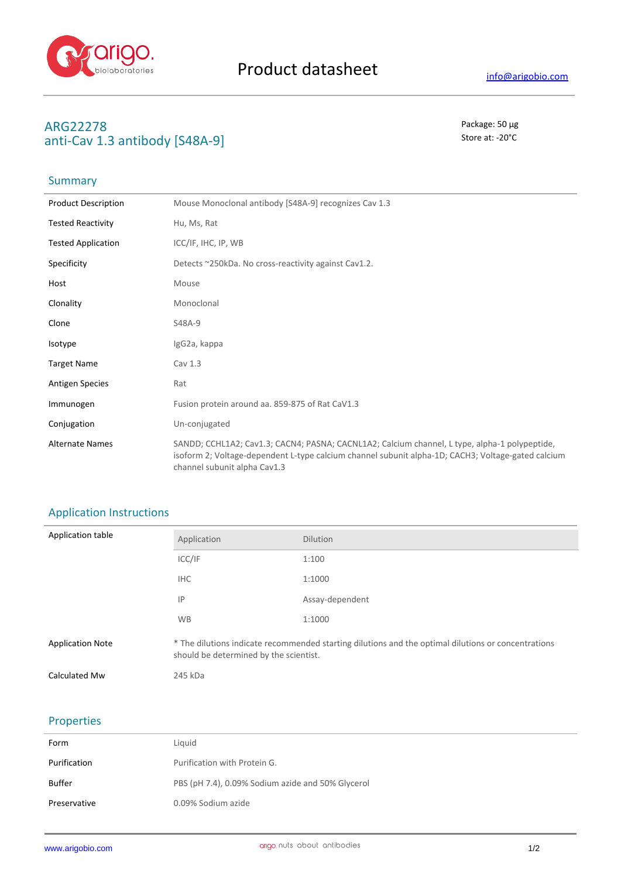Product datasheet

info@arigobio.com

# ARG22278
# anti-Cav 1.3 antibody [S48A-9]

Package: 50 μg
Store at: -20°C

## Summary

| | |
|---|---|
| Product Description | Mouse Monoclonal antibody [S48A-9] recognizes Cav 1.3 |
| Tested Reactivity | Hu, Ms, Rat |
| Tested Application | ICC/IF, IHC, IP, WB |
| Specificity | Detects ~250kDa. No cross-reactivity against Cav1.2. |
| Host | Mouse |
| Clonality | Monoclonal |
| Clone | S48A-9 |
| Isotype | IgG2a, kappa |
| Target Name | Cav 1.3 |
| Antigen Species | Rat |
| Immunogen | Fusion protein around aa. 859-875 of Rat CaV1.3 |
| Conjugation | Un-conjugated |
| Alternate Names | SANDD; CCHL1A2; Cav1.3; CACN4; PASNA; CACNL1A2; Calcium channel, L type, alpha-1 polypeptide, isoform 2; Voltage-dependent L-type calcium channel subunit alpha-1D; CACH3; Voltage-gated calcium channel subunit alpha Cav1.3 |

## Application Instructions

Application table

| Application | Dilution |
|---|---|
| ICC/IF | 1:100 |
| IHC | 1:1000 |
| IP | Assay-dependent |
| WB | 1:1000 |

| | |
|---|---|
| Application Note | * The dilutions indicate recommended starting dilutions and the optimal dilutions or concentrations should be determined by the scientist. |
| Calculated Mw | 245 kDa |

## Properties

| | |
|---|---|
| Form | Liquid |
| Purification | Purification with Protein G. |
| Buffer | PBS (pH 7.4), 0.09% Sodium azide and 50% Glycerol |
| Preservative | 0.09% Sodium azide |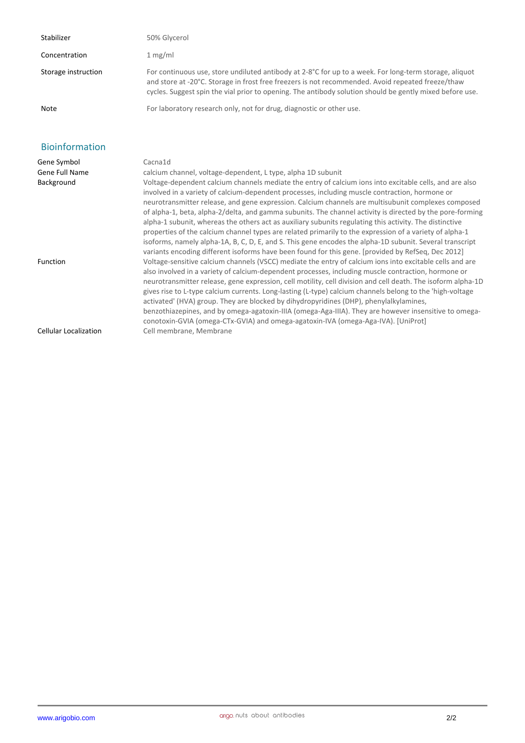| | |
|---|---|
| Stabilizer | 50% Glycerol |
| Concentration | 1 mg/ml |
| Storage instruction | For continuous use, store undiluted antibody at 2-8°C for up to a week. For long-term storage, aliquot and store at -20°C. Storage in frost free freezers is not recommended. Avoid repeated freeze/thaw cycles. Suggest spin the vial prior to opening. The antibody solution should be gently mixed before use. |
| Note | For laboratory research only, not for drug, diagnostic or other use. |

## Bioinformation

| | |
|---|---|
| Gene Symbol | Cacna1d |
| Gene Full Name | calcium channel, voltage-dependent, L type, alpha 1D subunit |
| Background | Voltage-dependent calcium channels mediate the entry of calcium ions into excitable cells, and are also involved in a variety of calcium-dependent processes, including muscle contraction, hormone or neurotransmitter release, and gene expression. Calcium channels are multisubunit complexes composed of alpha-1, beta, alpha-2/delta, and gamma subunits. The channel activity is directed by the pore-forming alpha-1 subunit, whereas the others act as auxiliary subunits regulating this activity. The distinctive properties of the calcium channel types are related primarily to the expression of a variety of alpha-1 isoforms, namely alpha-1A, B, C, D, E, and S. This gene encodes the alpha-1D subunit. Several transcript variants encoding different isoforms have been found for this gene. [provided by RefSeq, Dec 2012] |
| Function | Voltage-sensitive calcium channels (VSCC) mediate the entry of calcium ions into excitable cells and are also involved in a variety of calcium-dependent processes, including muscle contraction, hormone or neurotransmitter release, gene expression, cell motility, cell division and cell death. The isoform alpha-1D gives rise to L-type calcium currents. Long-lasting (L-type) calcium channels belong to the 'high-voltage activated' (HVA) group. They are blocked by dihydropyridines (DHP), phenylalkylamines, benzothiazepines, and by omega-agatoxin-IIIA (omega-Aga-IIIA). They are however insensitive to omega-conotoxin-GVIA (omega-CTx-GVIA) and omega-agatoxin-IVA (omega-Aga-IVA). [UniProt] |
| Cellular Localization | Cell membrane, Membrane |